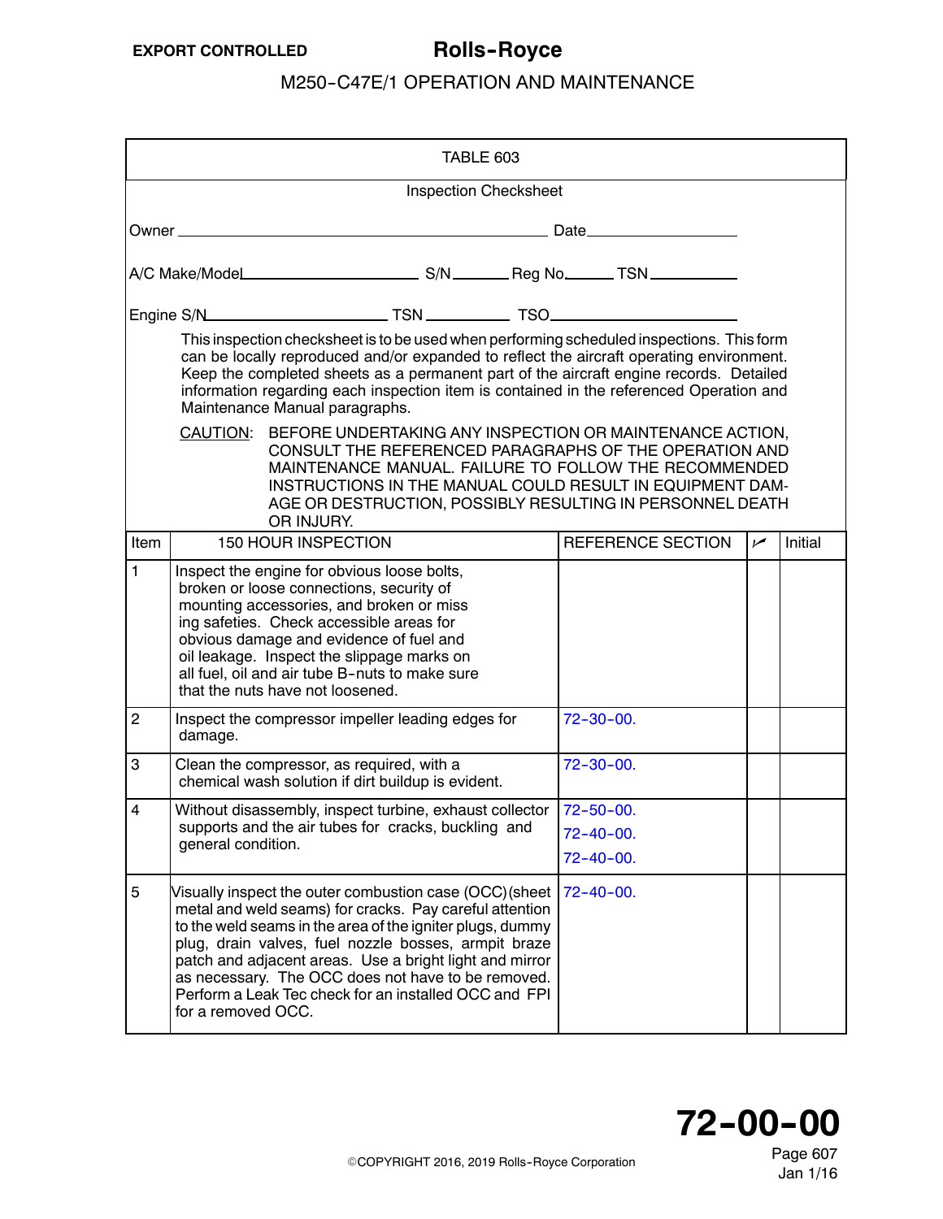## TABLE 603

### Inspection Checksheet

Owner ______________________________ Date ______________

A/C Make/Model ______________ S/N ______ Reg No ______ TSN ________

Engine S/N ______________ TSN ________ TSO ______________

This inspection checksheet is to be used when performing scheduled inspections. This form can be locally reproduced and/or expanded to reflect the aircraft operating environment. Keep the completed sheets as a permanent part of the aircraft engine records. Detailed information regarding each inspection item is contained in the referenced Operation and Maintenance Manual paragraphs.

CAUTION: BEFORE UNDERTAKING ANY INSPECTION OR MAINTENANCE ACTION, CONSULT THE REFERENCED PARAGRAPHS OF THE OPERATION AND MAINTENANCE MANUAL. FAILURE TO FOLLOW THE RECOMMENDED INSTRUCTIONS IN THE MANUAL COULD RESULT IN EQUIPMENT DAMAGE OR DESTRUCTION, POSSIBLY RESULTING IN PERSONNEL DEATH OR INJURY.

| Item | 150 HOUR INSPECTION | REFERENCE SECTION | ✓ | Initial |
|---|---|---|---|---|
| 1 | Inspect the engine for obvious loose bolts, broken or loose connections, security of mounting accessories, and broken or missing safeties. Check accessible areas for obvious damage and evidence of fuel and oil leakage. Inspect the slippage marks on all fuel, oil and air tube B-nuts to make sure that the nuts have not loosened. | | | |
| 2 | Inspect the compressor impeller leading edges for damage. | 72-30-00. | | |
| 3 | Clean the compressor, as required, with a chemical wash solution if dirt buildup is evident. | 72-30-00. | | |
| 4 | Without disassembly, inspect turbine, exhaust collector supports and the air tubes for cracks, buckling and general condition. | 72-50-00.<br>72-40-00.<br>72-40-00. | | |
| 5 | Visually inspect the outer combustion case (OCC)(sheet metal and weld seams) for cracks. Pay careful attention to the weld seams in the area of the igniter plugs, dummy plug, drain valves, fuel nozzle bosses, armpit braze patch and adjacent areas. Use a bright light and mirror as necessary. The OCC does not have to be removed. Perform a Leak Tec check for an installed OCC and FPI for a removed OCC. | 72-40-00. | | |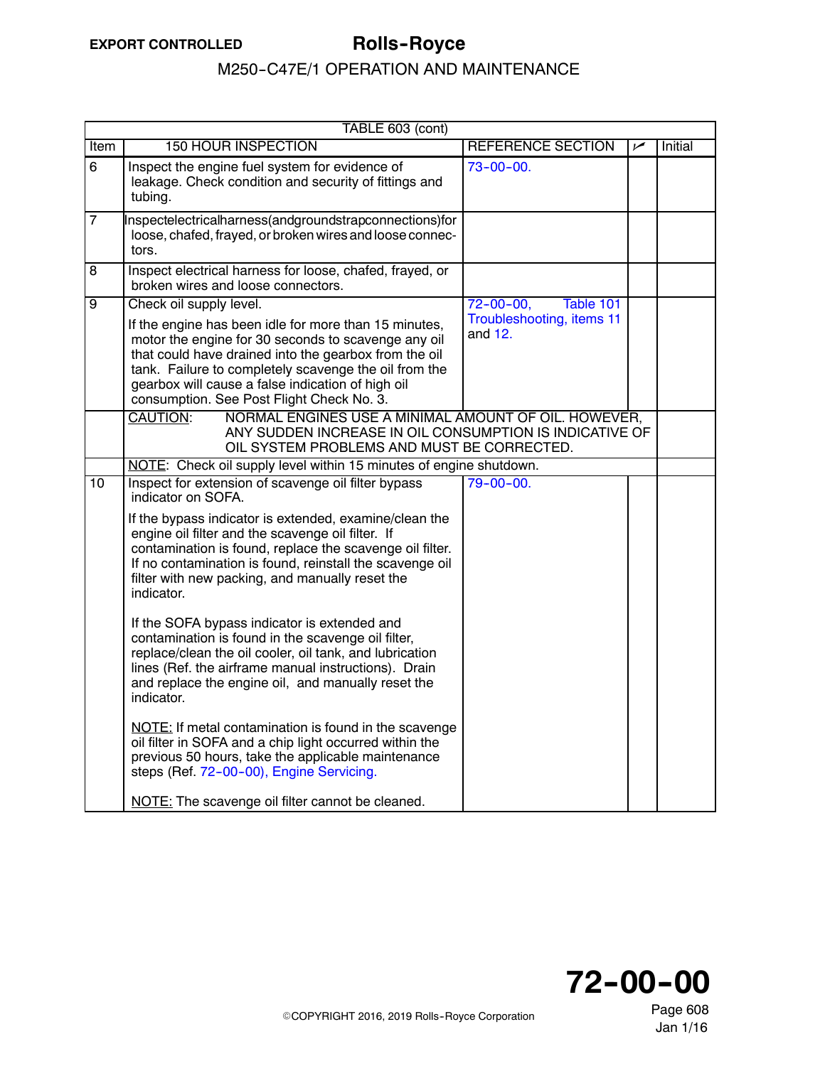| TABLE 603 (cont) | | | | |
|---|---|---|---|---|
| Item | 150 HOUR INSPECTION | REFERENCE SECTION | ✓ | Initial |
| 6 | Inspect the engine fuel system for evidence of leakage. Check condition and security of fittings and tubing. | 73-00-00. | | |
| 7 | Inspectelectricalharness(andgroundstrapconnections)for loose, chafed, frayed, or broken wires and loose connectors. | | | |
| 8 | Inspect electrical harness for loose, chafed, frayed, or broken wires and loose connectors. | | | |
| 9 | Check oil supply level.<br><br>If the engine has been idle for more than 15 minutes, motor the engine for 30 seconds to scavenge any oil that could have drained into the gearbox from the oil tank. Failure to completely scavenge the oil from the gearbox will cause a false indication of high oil consumption. See Post Flight Check No. 3. | 72-00-00, Table 101 Troubleshooting, items 11 and 12. | | |
| | CAUTION: NORMAL ENGINES USE A MINIMAL AMOUNT OF OIL. HOWEVER, ANY SUDDEN INCREASE IN OIL CONSUMPTION IS INDICATIVE OF OIL SYSTEM PROBLEMS AND MUST BE CORRECTED. | | | |
| | NOTE: Check oil supply level within 15 minutes of engine shutdown. | | | |
| 10 | Inspect for extension of scavenge oil filter bypass indicator on SOFA.<br><br>If the bypass indicator is extended, examine/clean the engine oil filter and the scavenge oil filter. If contamination is found, replace the scavenge oil filter. If no contamination is found, reinstall the scavenge oil filter with new packing, and manually reset the indicator.<br><br>If the SOFA bypass indicator is extended and contamination is found in the scavenge oil filter, replace/clean the oil cooler, oil tank, and lubrication lines (Ref. the airframe manual instructions). Drain and replace the engine oil, and manually reset the indicator.<br><br>NOTE: If metal contamination is found in the scavenge oil filter in SOFA and a chip light occurred within the previous 50 hours, take the applicable maintenance steps (Ref. 72-00-00), Engine Servicing.<br><br>NOTE: The scavenge oil filter cannot be cleaned. | 79-00-00. | | |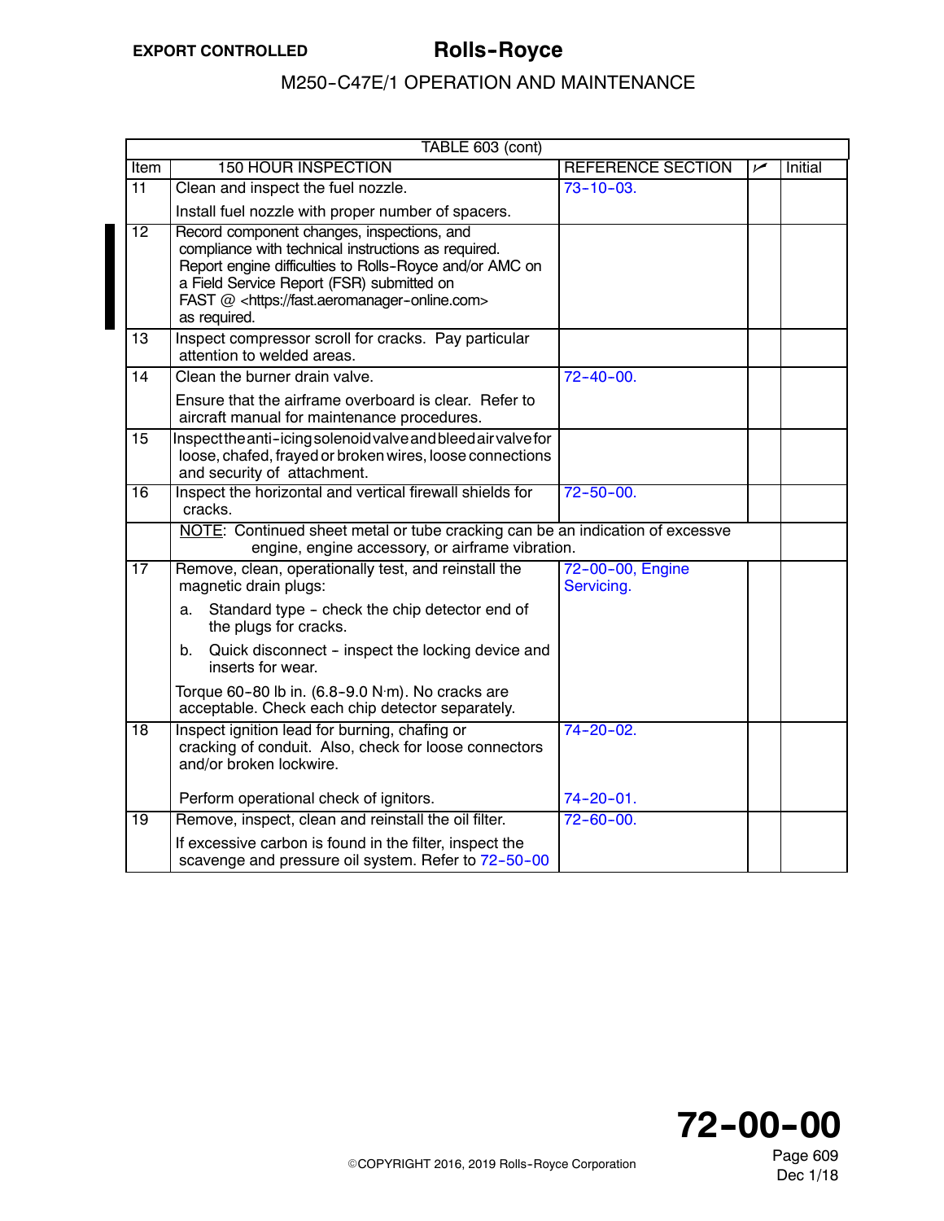| TABLE 603 (cont) | | | | |
|---|---|---|---|---|
| Item | 150 HOUR INSPECTION | REFERENCE SECTION | ✓ | Initial |
| 11 | Clean and inspect the fuel nozzle.<br><br>Install fuel nozzle with proper number of spacers. | 73-10-03. | | |
| 12 | Record component changes, inspections, and compliance with technical instructions as required. Report engine difficulties to Rolls-Royce and/or AMC on a Field Service Report (FSR) submitted on FAST @ <https://fast.aeromanager-online.com> as required. | | | |
| 13 | Inspect compressor scroll for cracks. Pay particular attention to welded areas. | | | |
| 14 | Clean the burner drain valve.<br><br>Ensure that the airframe overboard is clear. Refer to aircraft manual for maintenance procedures. | 72-40-00. | | |
| 15 | Inspect the anti-icing solenoid valve and bleed air valve for loose, chafed, frayed or broken wires, loose connections and security of attachment. | | | |
| 16 | Inspect the horizontal and vertical firewall shields for cracks. | 72-50-00. | | |
| | NOTE: Continued sheet metal or tube cracking can be an indication of excessve engine, engine accessory, or airframe vibration. | | | |
| 17 | Remove, clean, operationally test, and reinstall the magnetic drain plugs:<br><br>a. Standard type - check the chip detector end of the plugs for cracks.<br><br>b. Quick disconnect - inspect the locking device and inserts for wear.<br><br>Torque 60-80 lb in. (6.8-9.0 N·m). No cracks are acceptable. Check each chip detector separately. | 72-00-00, Engine Servicing. | | |
| 18 | Inspect ignition lead for burning, chafing or cracking of conduit. Also, check for loose connectors and/or broken lockwire.<br><br>Perform operational check of ignitors. | 74-20-02.<br><br>74-20-01. | | |
| 19 | Remove, inspect, clean and reinstall the oil filter.<br><br>If excessive carbon is found in the filter, inspect the scavenge and pressure oil system. Refer to 72-50-00 | 72-60-00. | | |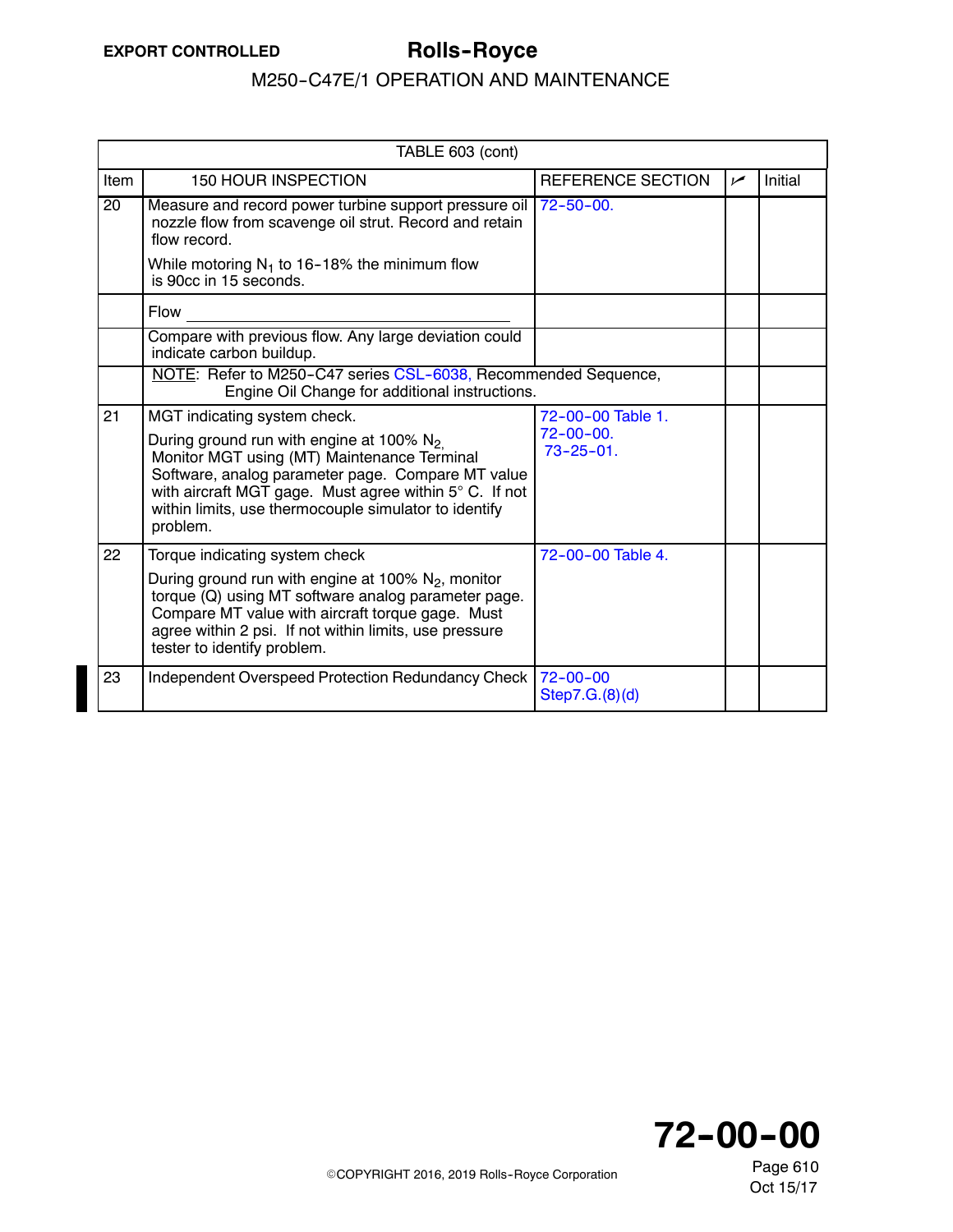| TABLE 603 (cont) | | | | |
|---|---|---|---|---|
| Item | 150 HOUR INSPECTION | REFERENCE SECTION | ✓ | Initial |
| 20 | Measure and record power turbine support pressure oil nozzle flow from scavenge oil strut. Record and retain flow record.<br><br>While motoring $N_1$ to 16-18% the minimum flow is 90cc in 15 seconds. | 72-50-00. | | |
| | Flow ______________________________ | | | |
| | Compare with previous flow. Any large deviation could indicate carbon buildup. | | | |
| | NOTE: Refer to M250-C47 series CSL-6038, Recommended Sequence, Engine Oil Change for additional instructions. | | | |
| 21 | MGT indicating system check.<br><br>During ground run with engine at 100% $N_2$, Monitor MGT using (MT) Maintenance Terminal Software, analog parameter page. Compare MT value with aircraft MGT gage. Must agree within 5° C. If not within limits, use thermocouple simulator to identify problem. | 72-00-00 Table 1.<br>72-00-00.<br>73-25-01. | | |
| 22 | Torque indicating system check<br><br>During ground run with engine at 100% $N_2$, monitor torque (Q) using MT software analog parameter page. Compare MT value with aircraft torque gage. Must agree within 2 psi. If not within limits, use pressure tester to identify problem. | 72-00-00 Table 4. | | |
| 23 | Independent Overspeed Protection Redundancy Check | 72-00-00<br>Step7.G.(8)(d) | | |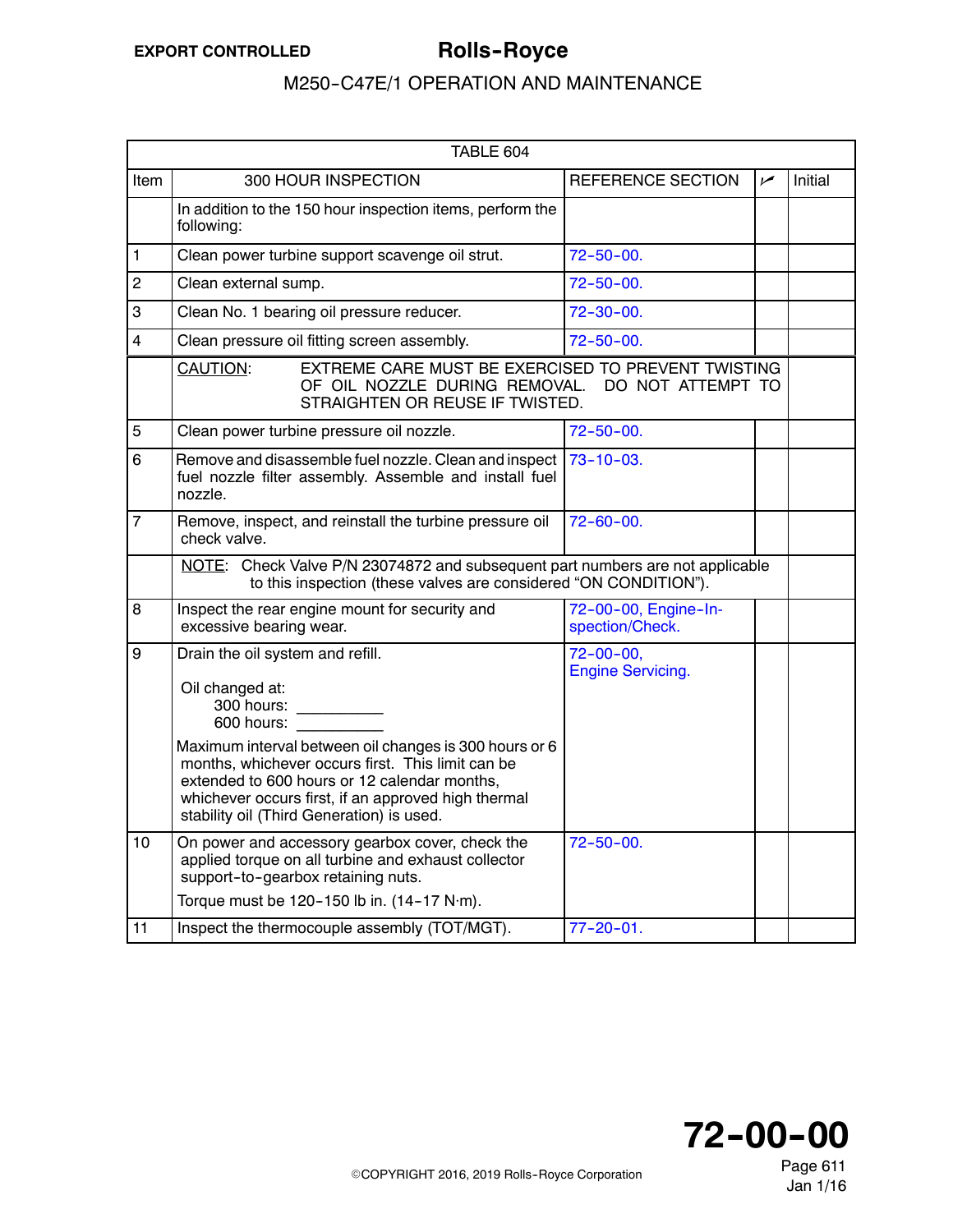| TABLE 604 | | | | |
|---|---|---|---|---|
| Item | 300 HOUR INSPECTION | REFERENCE SECTION | ✓ | Initial |
| | In addition to the 150 hour inspection items, perform the following: | | | |
| 1 | Clean power turbine support scavenge oil strut. | 72-50-00. | | |
| 2 | Clean external sump. | 72-50-00. | | |
| 3 | Clean No. 1 bearing oil pressure reducer. | 72-30-00. | | |
| 4 | Clean pressure oil fitting screen assembly. | 72-50-00. | | |
| | CAUTION: EXTREME CARE MUST BE EXERCISED TO PREVENT TWISTING OF OIL NOZZLE DURING REMOVAL. DO NOT ATTEMPT TO STRAIGHTEN OR REUSE IF TWISTED. | | | |
| 5 | Clean power turbine pressure oil nozzle. | 72-50-00. | | |
| 6 | Remove and disassemble fuel nozzle. Clean and inspect fuel nozzle filter assembly. Assemble and install fuel nozzle. | 73-10-03. | | |
| 7 | Remove, inspect, and reinstall the turbine pressure oil check valve. | 72-60-00. | | |
| | NOTE: Check Valve P/N 23074872 and subsequent part numbers are not applicable to this inspection (these valves are considered "ON CONDITION"). | | | |
| 8 | Inspect the rear engine mount for security and excessive bearing wear. | 72-00-00, Engine-Inspection/Check. | | |
| 9 | Drain the oil system and refill.<br><br>Oil changed at:<br>300 hours: __________<br>600 hours: __________<br><br>Maximum interval between oil changes is 300 hours or 6 months, whichever occurs first. This limit can be extended to 600 hours or 12 calendar months, whichever occurs first, if an approved high thermal stability oil (Third Generation) is used. | 72-00-00, Engine Servicing. | | |
| 10 | On power and accessory gearbox cover, check the applied torque on all turbine and exhaust collector support-to-gearbox retaining nuts.<br><br>Torque must be 120-150 lb in. (14-17 N·m). | 72-50-00. | | |
| 11 | Inspect the thermocouple assembly (TOT/MGT). | 77-20-01. | | |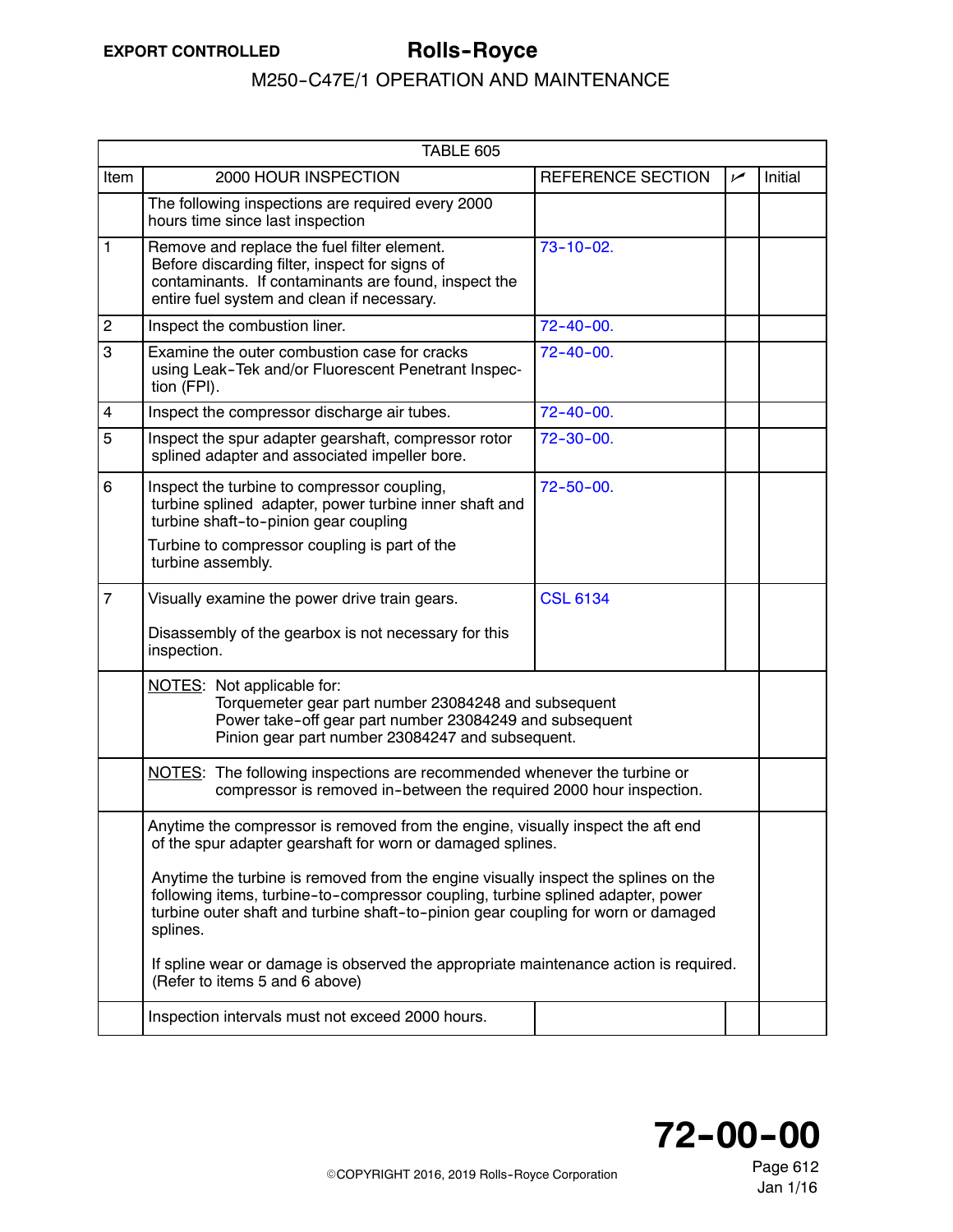| TABLE 605 | | | | |
|---|---|---|---|---|
| Item | 2000 HOUR INSPECTION | REFERENCE SECTION | ✓ | Initial |
| | The following inspections are required every 2000 hours time since last inspection | | | |
| 1 | Remove and replace the fuel filter element. Before discarding filter, inspect for signs of contaminants. If contaminants are found, inspect the entire fuel system and clean if necessary. | 73-10-02. | | |
| 2 | Inspect the combustion liner. | 72-40-00. | | |
| 3 | Examine the outer combustion case for cracks using Leak-Tek and/or Fluorescent Penetrant Inspection (FPI). | 72-40-00. | | |
| 4 | Inspect the compressor discharge air tubes. | 72-40-00. | | |
| 5 | Inspect the spur adapter gearshaft, compressor rotor splined adapter and associated impeller bore. | 72-30-00. | | |
| 6 | Inspect the turbine to compressor coupling, turbine splined adapter, power turbine inner shaft and turbine shaft-to-pinion gear coupling<br><br>Turbine to compressor coupling is part of the turbine assembly. | 72-50-00. | | |
| 7 | Visually examine the power drive train gears.<br><br>Disassembly of the gearbox is not necessary for this inspection. | CSL 6134 | | |
| | NOTES: Not applicable for:<br>Torquemeter gear part number 23084248 and subsequent<br>Power take-off gear part number 23084249 and subsequent<br>Pinion gear part number 23084247 and subsequent. | | | |
| | NOTES: The following inspections are recommended whenever the turbine or compressor is removed in-between the required 2000 hour inspection. | | | |
| | Anytime the compressor is removed from the engine, visually inspect the aft end of the spur adapter gearshaft for worn or damaged splines.<br><br>Anytime the turbine is removed from the engine visually inspect the splines on the following items, turbine-to-compressor coupling, turbine splined adapter, power turbine outer shaft and turbine shaft-to-pinion gear coupling for worn or damaged splines.<br><br>If spline wear or damage is observed the appropriate maintenance action is required. (Refer to items 5 and 6 above) | | | |
| | Inspection intervals must not exceed 2000 hours. | | | |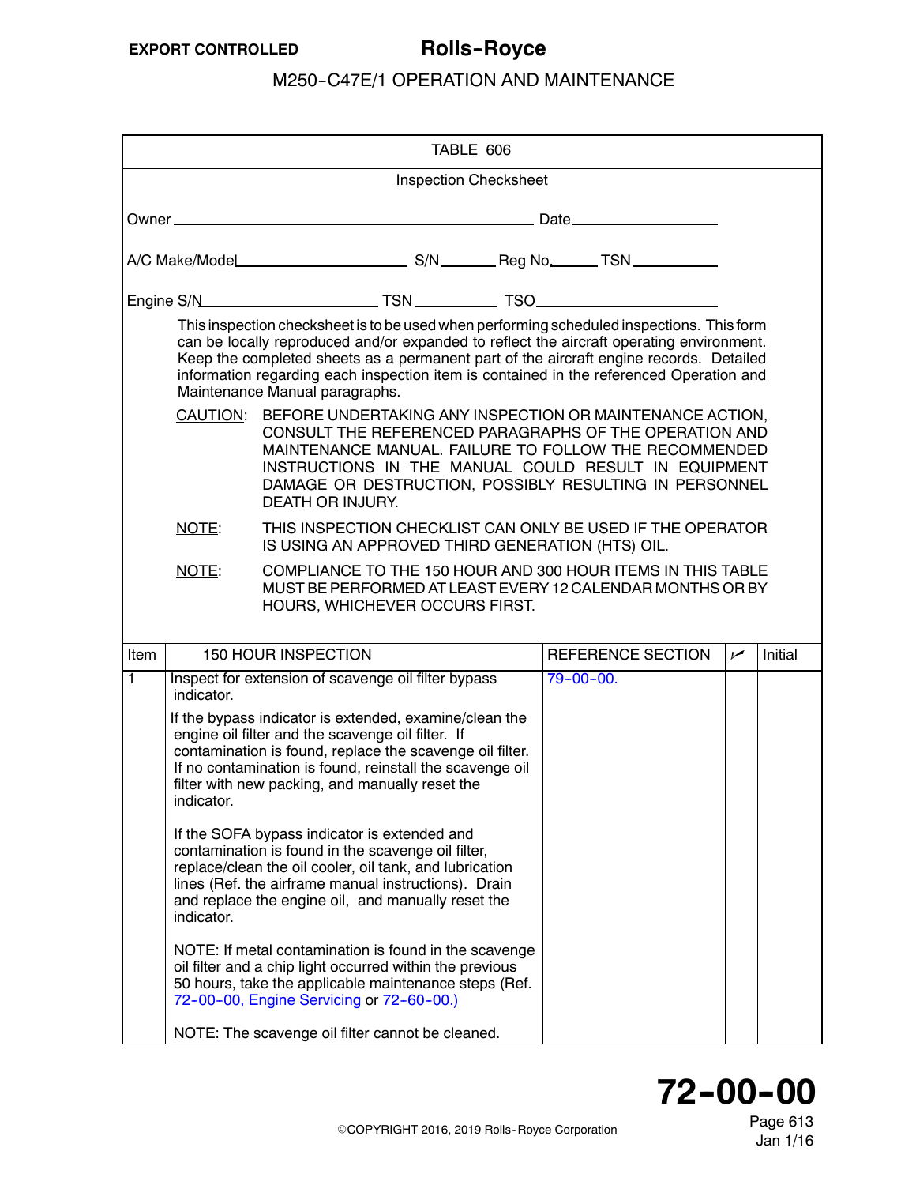## TABLE 606

### Inspection Checksheet

Owner ________________________________ Date ______________

A/C Make/Model ________________ S/N ______ Reg No. _____ TSN ________

Engine S/N ________________ TSN ________ TSO ________________

This inspection checksheet is to be used when performing scheduled inspections. This form can be locally reproduced and/or expanded to reflect the aircraft operating environment. Keep the completed sheets as a permanent part of the aircraft engine records. Detailed information regarding each inspection item is contained in the referenced Operation and Maintenance Manual paragraphs.

CAUTION: BEFORE UNDERTAKING ANY INSPECTION OR MAINTENANCE ACTION, CONSULT THE REFERENCED PARAGRAPHS OF THE OPERATION AND MAINTENANCE MANUAL. FAILURE TO FOLLOW THE RECOMMENDED INSTRUCTIONS IN THE MANUAL COULD RESULT IN EQUIPMENT DAMAGE OR DESTRUCTION, POSSIBLY RESULTING IN PERSONNEL DEATH OR INJURY.

NOTE: THIS INSPECTION CHECKLIST CAN ONLY BE USED IF THE OPERATOR IS USING AN APPROVED THIRD GENERATION (HTS) OIL.

NOTE: COMPLIANCE TO THE 150 HOUR AND 300 HOUR ITEMS IN THIS TABLE MUST BE PERFORMED AT LEAST EVERY 12 CALENDAR MONTHS OR BY HOURS, WHICHEVER OCCURS FIRST.

| Item | 150 HOUR INSPECTION | REFERENCE SECTION | ✓ | Initial |
|---|---|---|---|---|
| 1 | Inspect for extension of scavenge oil filter bypass indicator.<br><br>If the bypass indicator is extended, examine/clean the engine oil filter and the scavenge oil filter. If contamination is found, replace the scavenge oil filter. If no contamination is found, reinstall the scavenge oil filter with new packing, and manually reset the indicator.<br><br>If the SOFA bypass indicator is extended and contamination is found in the scavenge oil filter, replace/clean the oil cooler, oil tank, and lubrication lines (Ref. the airframe manual instructions). Drain and replace the engine oil, and manually reset the indicator.<br><br>NOTE: If metal contamination is found in the scavenge oil filter and a chip light occurred within the previous 50 hours, take the applicable maintenance steps (Ref. 72-00-00, Engine Servicing or 72-60-00.)<br><br>NOTE: The scavenge oil filter cannot be cleaned. | 79-00-00. | | |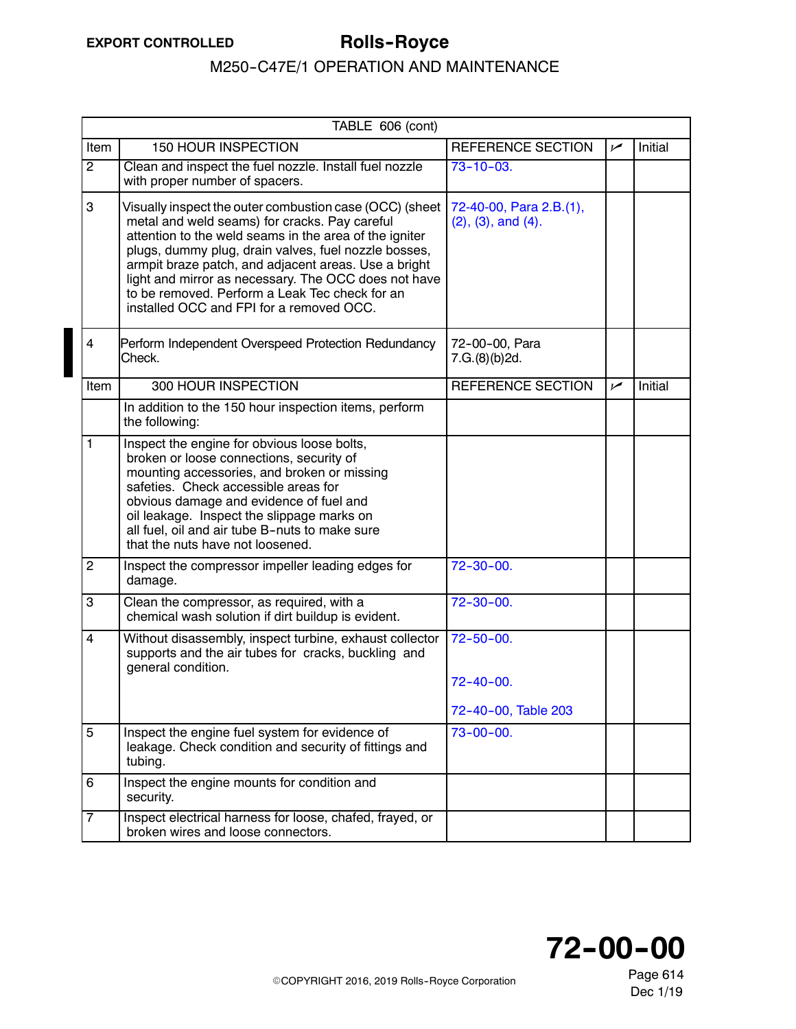| TABLE 606 (cont) | | | | |
|---|---|---|---|---|
| Item | 150 HOUR INSPECTION | REFERENCE SECTION | ✓ | Initial |
| 2 | Clean and inspect the fuel nozzle. Install fuel nozzle with proper number of spacers. | 73-10-03. | | |
| 3 | Visually inspect the outer combustion case (OCC) (sheet metal and weld seams) for cracks. Pay careful attention to the weld seams in the area of the igniter plugs, dummy plug, drain valves, fuel nozzle bosses, armpit braze patch, and adjacent areas. Use a bright light and mirror as necessary. The OCC does not have to be removed. Perform a Leak Tec check for an installed OCC and FPI for a removed OCC. | 72-40-00, Para 2.B.(1), (2), (3), and (4). | | |
| 4 | Perform Independent Overspeed Protection Redundancy Check. | 72-00-00, Para 7.G.(8)(b)2d. | | |
| Item | 300 HOUR INSPECTION | REFERENCE SECTION | ✓ | Initial |
| | In addition to the 150 hour inspection items, perform the following: | | | |
| 1 | Inspect the engine for obvious loose bolts, broken or loose connections, security of mounting accessories, and broken or missing safeties. Check accessible areas for obvious damage and evidence of fuel and oil leakage. Inspect the slippage marks on all fuel, oil and air tube B-nuts to make sure that the nuts have not loosened. | | | |
| 2 | Inspect the compressor impeller leading edges for damage. | 72-30-00. | | |
| 3 | Clean the compressor, as required, with a chemical wash solution if dirt buildup is evident. | 72-30-00. | | |
| 4 | Without disassembly, inspect turbine, exhaust collector supports and the air tubes for cracks, buckling and general condition. | 72-50-00.<br><br>72-40-00.<br><br>72-40-00, Table 203 | | |
| 5 | Inspect the engine fuel system for evidence of leakage. Check condition and security of fittings and tubing. | 73-00-00. | | |
| 6 | Inspect the engine mounts for condition and security. | | | |
| 7 | Inspect electrical harness for loose, chafed, frayed, or broken wires and loose connectors. | | | |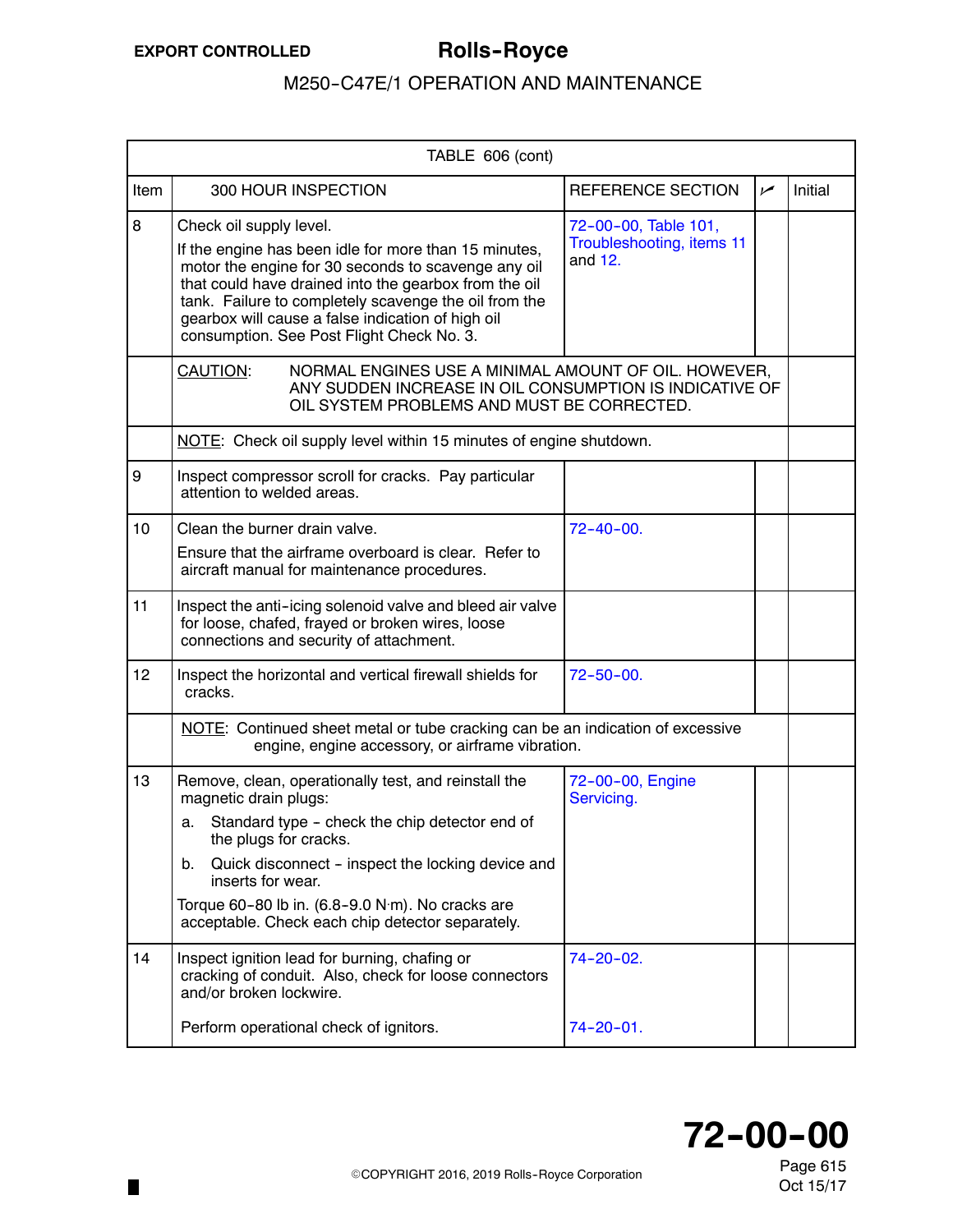| TABLE 606 (cont) | | | | |
|---|---|---|---|---|
| Item | 300 HOUR INSPECTION | REFERENCE SECTION | ✓ | Initial |
| 8 | Check oil supply level.<br>If the engine has been idle for more than 15 minutes, motor the engine for 30 seconds to scavenge any oil that could have drained into the gearbox from the oil tank. Failure to completely scavenge the oil from the gearbox will cause a false indication of high oil consumption. See Post Flight Check No. 3. | 72-00-00, Table 101, Troubleshooting, items 11 and 12. | | |
| | CAUTION: NORMAL ENGINES USE A MINIMAL AMOUNT OF OIL. HOWEVER, ANY SUDDEN INCREASE IN OIL CONSUMPTION IS INDICATIVE OF OIL SYSTEM PROBLEMS AND MUST BE CORRECTED. | | | |
| | NOTE: Check oil supply level within 15 minutes of engine shutdown. | | | |
| 9 | Inspect compressor scroll for cracks. Pay particular attention to welded areas. | | | |
| 10 | Clean the burner drain valve.<br>Ensure that the airframe overboard is clear. Refer to aircraft manual for maintenance procedures. | 72-40-00. | | |
| 11 | Inspect the anti-icing solenoid valve and bleed air valve for loose, chafed, frayed or broken wires, loose connections and security of attachment. | | | |
| 12 | Inspect the horizontal and vertical firewall shields for cracks. | 72-50-00. | | |
| | NOTE: Continued sheet metal or tube cracking can be an indication of excessive engine, engine accessory, or airframe vibration. | | | |
| 13 | Remove, clean, operationally test, and reinstall the magnetic drain plugs:<br>a. Standard type - check the chip detector end of the plugs for cracks.<br>b. Quick disconnect - inspect the locking device and inserts for wear.<br>Torque 60-80 lb in. (6.8-9.0 N·m). No cracks are acceptable. Check each chip detector separately. | 72-00-00, Engine Servicing. | | |
| 14 | Inspect ignition lead for burning, chafing or cracking of conduit. Also, check for loose connectors and/or broken lockwire.<br><br>Perform operational check of ignitors. | 74-20-02.<br><br>74-20-01. | | |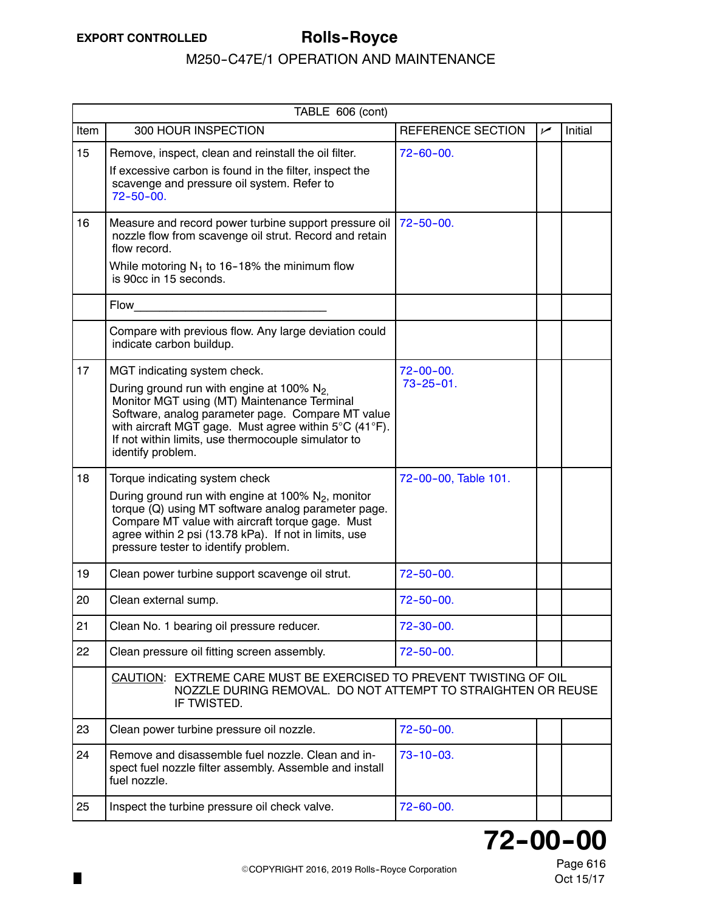TABLE 606 (cont)

| Item | 300 HOUR INSPECTION | REFERENCE SECTION | ✓ | Initial |
|---|---|---|---|---|
| 15 | Remove, inspect, clean and reinstall the oil filter.<br>If excessive carbon is found in the filter, inspect the scavenge and pressure oil system. Refer to 72-50-00. | 72-60-00. | | |
| 16 | Measure and record power turbine support pressure oil nozzle flow from scavenge oil strut. Record and retain flow record.<br>While motoring $N_1$ to 16-18% the minimum flow is 90cc in 15 seconds. | 72-50-00. | | |
| | Flow______________________________ | | | |
| | Compare with previous flow. Any large deviation could indicate carbon buildup. | | | |
| 17 | MGT indicating system check.<br>During ground run with engine at 100% $N_2$, Monitor MGT using (MT) Maintenance Terminal Software, analog parameter page. Compare MT value with aircraft MGT gage. Must agree within 5°C (41°F). If not within limits, use thermocouple simulator to identify problem. | 72-00-00.<br>73-25-01. | | |
| 18 | Torque indicating system check<br>During ground run with engine at 100% $N_2$, monitor torque (Q) using MT software analog parameter page. Compare MT value with aircraft torque gage. Must agree within 2 psi (13.78 kPa). If not in limits, use pressure tester to identify problem. | 72-00-00, Table 101. | | |
| 19 | Clean power turbine support scavenge oil strut. | 72-50-00. | | |
| 20 | Clean external sump. | 72-50-00. | | |
| 21 | Clean No. 1 bearing oil pressure reducer. | 72-30-00. | | |
| 22 | Clean pressure oil fitting screen assembly. | 72-50-00. | | |
| | CAUTION: EXTREME CARE MUST BE EXERCISED TO PREVENT TWISTING OF OIL NOZZLE DURING REMOVAL. DO NOT ATTEMPT TO STRAIGHTEN OR REUSE IF TWISTED. | | | |
| 23 | Clean power turbine pressure oil nozzle. | 72-50-00. | | |
| 24 | Remove and disassemble fuel nozzle. Clean and inspect fuel nozzle filter assembly. Assemble and install fuel nozzle. | 73-10-03. | | |
| 25 | Inspect the turbine pressure oil check valve. | 72-60-00. | | |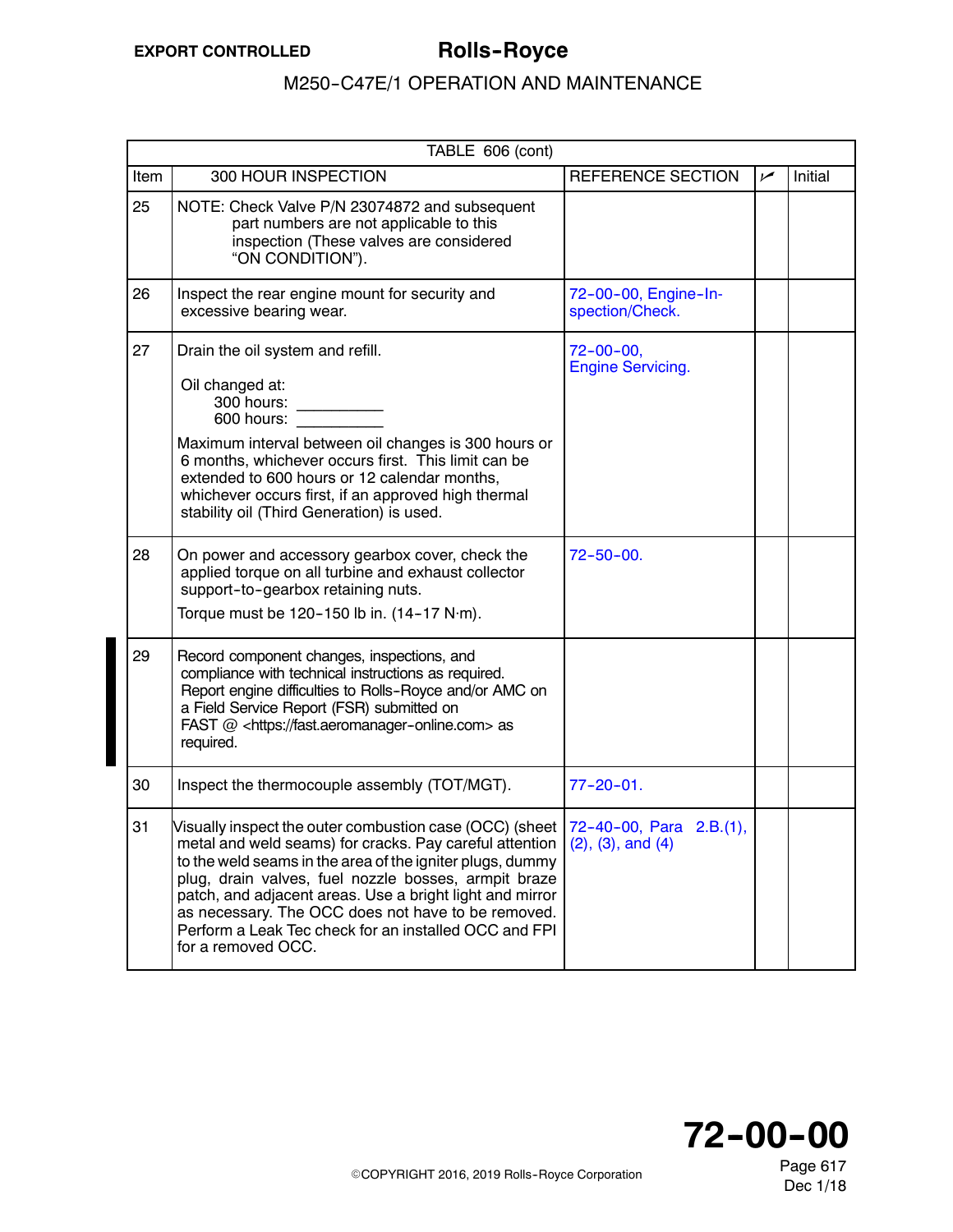| TABLE 606 (cont) | | | | |
|---|---|---|---|---|
| Item | 300 HOUR INSPECTION | REFERENCE SECTION | ✓ | Initial |
| 25 | NOTE: Check Valve P/N 23074872 and subsequent part numbers are not applicable to this inspection (These valves are considered "ON CONDITION"). | | | |
| 26 | Inspect the rear engine mount for security and excessive bearing wear. | 72-00-00, Engine-Inspection/Check. | | |
| 27 | Drain the oil system and refill.<br><br>Oil changed at:<br>300 hours: __________<br>600 hours: __________<br><br>Maximum interval between oil changes is 300 hours or 6 months, whichever occurs first. This limit can be extended to 600 hours or 12 calendar months, whichever occurs first, if an approved high thermal stability oil (Third Generation) is used. | 72-00-00, Engine Servicing. | | |
| 28 | On power and accessory gearbox cover, check the applied torque on all turbine and exhaust collector support-to-gearbox retaining nuts.<br><br>Torque must be 120-150 lb in. (14-17 N·m). | 72-50-00. | | |
| 29 | Record component changes, inspections, and compliance with technical instructions as required. Report engine difficulties to Rolls-Royce and/or AMC on a Field Service Report (FSR) submitted on FAST @ <https://fast.aeromanager-online.com> as required. | | | |
| 30 | Inspect the thermocouple assembly (TOT/MGT). | 77-20-01. | | |
| 31 | Visually inspect the outer combustion case (OCC) (sheet metal and weld seams) for cracks. Pay careful attention to the weld seams in the area of the igniter plugs, dummy plug, drain valves, fuel nozzle bosses, armpit braze patch, and adjacent areas. Use a bright light and mirror as necessary. The OCC does not have to be removed. Perform a Leak Tec check for an installed OCC and FPI for a removed OCC. | 72-40-00, Para 2.B.(1), (2), (3), and (4) | | |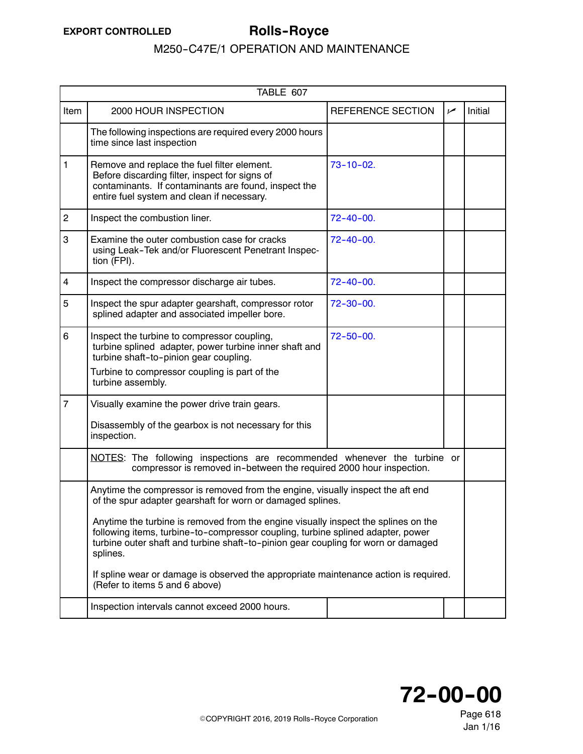| TABLE 607 | | | | |
|---|---|---|---|---|
| Item | 2000 HOUR INSPECTION | REFERENCE SECTION | ✓ | Initial |
| | The following inspections are required every 2000 hours time since last inspection | | | |
| 1 | Remove and replace the fuel filter element. Before discarding filter, inspect for signs of contaminants. If contaminants are found, inspect the entire fuel system and clean if necessary. | 73-10-02. | | |
| 2 | Inspect the combustion liner. | 72-40-00. | | |
| 3 | Examine the outer combustion case for cracks using Leak-Tek and/or Fluorescent Penetrant Inspection (FPI). | 72-40-00. | | |
| 4 | Inspect the compressor discharge air tubes. | 72-40-00. | | |
| 5 | Inspect the spur adapter gearshaft, compressor rotor splined adapter and associated impeller bore. | 72-30-00. | | |
| 6 | Inspect the turbine to compressor coupling, turbine splined adapter, power turbine inner shaft and turbine shaft-to-pinion gear coupling.<br>Turbine to compressor coupling is part of the turbine assembly. | 72-50-00. | | |
| 7 | Visually examine the power drive train gears.<br><br>Disassembly of the gearbox is not necessary for this inspection. | | | |
| | NOTES: The following inspections are recommended whenever the turbine or compressor is removed in-between the required 2000 hour inspection. | | | |
| | Anytime the compressor is removed from the engine, visually inspect the aft end of the spur adapter gearshaft for worn or damaged splines.<br><br>Anytime the turbine is removed from the engine visually inspect the splines on the following items, turbine-to-compressor coupling, turbine splined adapter, power turbine outer shaft and turbine shaft-to-pinion gear coupling for worn or damaged splines.<br><br>If spline wear or damage is observed the appropriate maintenance action is required. (Refer to items 5 and 6 above) | | | |
| | Inspection intervals cannot exceed 2000 hours. | | | |